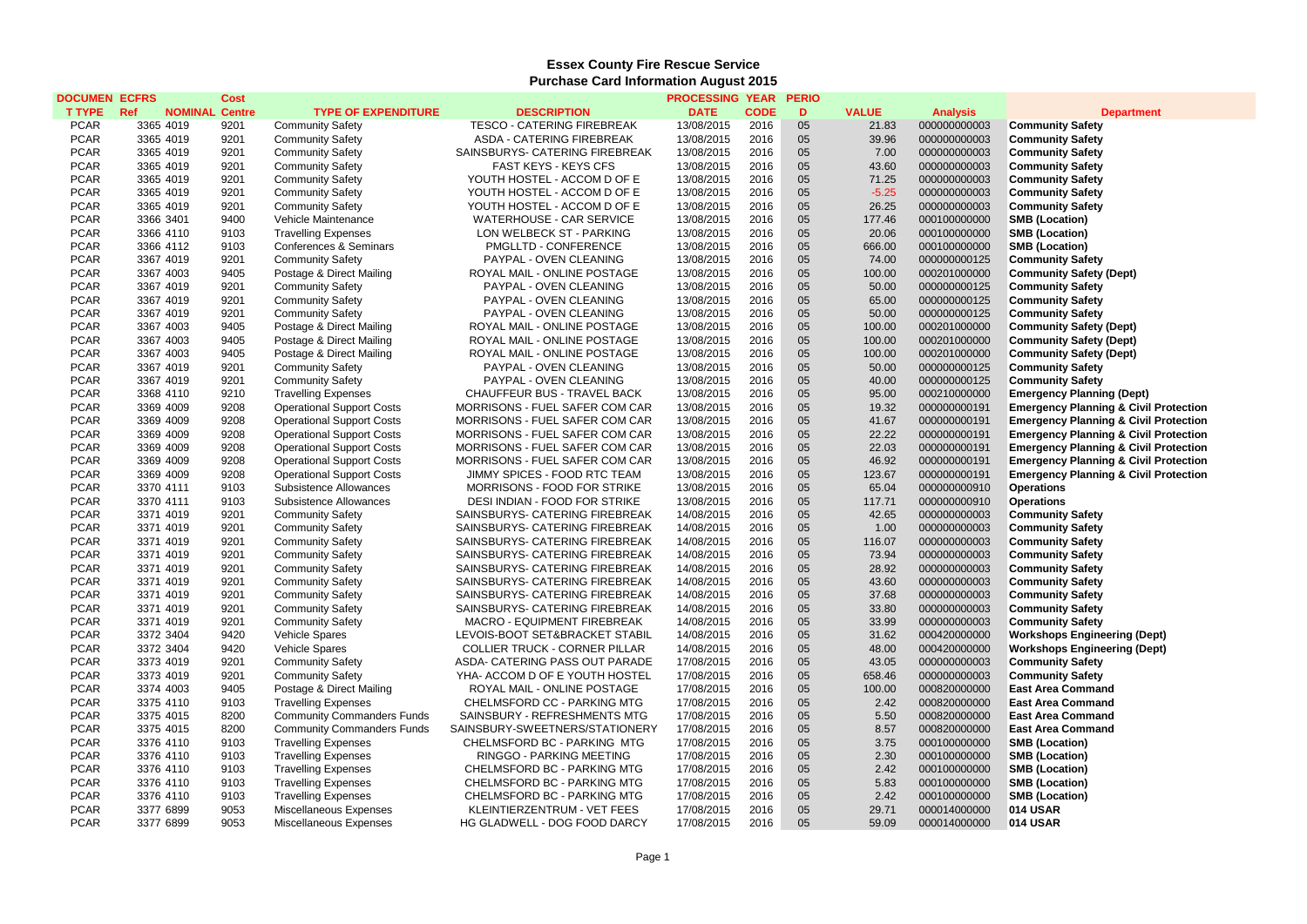# Essex County Fire Rescue Service

## Purchase Card Information August 2015

| DOCUMENT TYPE | ECFRS Ref | NOMINAL | Cost Centre | TYPE OF EXPENDITURE | DESCRIPTION | PROCESSING DATE | YEAR CODE | PERIOD | VALUE | Analysis | Department |
|---|---|---|---|---|---|---|---|---|---|---|---|
| PCAR | 3365 | 4019 | 9201 | Community Safety | TESCO - CATERING FIREBREAK | 13/08/2015 | 2016 | 05 | 21.83 | 000000000003 | **Community Safety** |
| PCAR | 3365 | 4019 | 9201 | Community Safety | ASDA - CATERING FIREBREAK | 13/08/2015 | 2016 | 05 | 39.96 | 000000000003 | **Community Safety** |
| PCAR | 3365 | 4019 | 9201 | Community Safety | SAINSBURYS- CATERING FIREBREAK | 13/08/2015 | 2016 | 05 | 7.00 | 000000000003 | **Community Safety** |
| PCAR | 3365 | 4019 | 9201 | Community Safety | FAST KEYS - KEYS CFS | 13/08/2015 | 2016 | 05 | 43.60 | 000000000003 | **Community Safety** |
| PCAR | 3365 | 4019 | 9201 | Community Safety | YOUTH HOSTEL - ACCOM D OF E | 13/08/2015 | 2016 | 05 | 71.25 | 000000000003 | **Community Safety** |
| PCAR | 3365 | 4019 | 9201 | Community Safety | YOUTH HOSTEL - ACCOM D OF E | 13/08/2015 | 2016 | 05 | -5.25 | 000000000003 | **Community Safety** |
| PCAR | 3365 | 4019 | 9201 | Community Safety | YOUTH HOSTEL - ACCOM D OF E | 13/08/2015 | 2016 | 05 | 26.25 | 000000000003 | **Community Safety** |
| PCAR | 3366 | 3401 | 9400 | Vehicle Maintenance | WATERHOUSE - CAR SERVICE | 13/08/2015 | 2016 | 05 | 177.46 | 000100000000 | **SMB (Location)** |
| PCAR | 3366 | 4110 | 9103 | Travelling Expenses | LON WELBECK ST - PARKING | 13/08/2015 | 2016 | 05 | 20.06 | 000100000000 | **SMB (Location)** |
| PCAR | 3366 | 4112 | 9103 | Conferences & Seminars | PMGLLTD - CONFERENCE | 13/08/2015 | 2016 | 05 | 666.00 | 000100000000 | **SMB (Location)** |
| PCAR | 3367 | 4019 | 9201 | Community Safety | PAYPAL - OVEN CLEANING | 13/08/2015 | 2016 | 05 | 74.00 | 000000000125 | **Community Safety** |
| PCAR | 3367 | 4003 | 9405 | Postage & Direct Mailing | ROYAL MAIL - ONLINE POSTAGE | 13/08/2015 | 2016 | 05 | 100.00 | 000201000000 | **Community Safety (Dept)** |
| PCAR | 3367 | 4019 | 9201 | Community Safety | PAYPAL - OVEN CLEANING | 13/08/2015 | 2016 | 05 | 50.00 | 000000000125 | **Community Safety** |
| PCAR | 3367 | 4019 | 9201 | Community Safety | PAYPAL - OVEN CLEANING | 13/08/2015 | 2016 | 05 | 65.00 | 000000000125 | **Community Safety** |
| PCAR | 3367 | 4019 | 9201 | Community Safety | PAYPAL - OVEN CLEANING | 13/08/2015 | 2016 | 05 | 50.00 | 000000000125 | **Community Safety** |
| PCAR | 3367 | 4003 | 9405 | Postage & Direct Mailing | ROYAL MAIL - ONLINE POSTAGE | 13/08/2015 | 2016 | 05 | 100.00 | 000201000000 | **Community Safety (Dept)** |
| PCAR | 3367 | 4003 | 9405 | Postage & Direct Mailing | ROYAL MAIL - ONLINE POSTAGE | 13/08/2015 | 2016 | 05 | 100.00 | 000201000000 | **Community Safety (Dept)** |
| PCAR | 3367 | 4003 | 9405 | Postage & Direct Mailing | ROYAL MAIL - ONLINE POSTAGE | 13/08/2015 | 2016 | 05 | 100.00 | 000201000000 | **Community Safety (Dept)** |
| PCAR | 3367 | 4019 | 9201 | Community Safety | PAYPAL - OVEN CLEANING | 13/08/2015 | 2016 | 05 | 50.00 | 000000000125 | **Community Safety** |
| PCAR | 3367 | 4019 | 9201 | Community Safety | PAYPAL - OVEN CLEANING | 13/08/2015 | 2016 | 05 | 40.00 | 000000000125 | **Community Safety** |
| PCAR | 3368 | 4110 | 9210 | Travelling Expenses | CHAUFFEUR BUS - TRAVEL BACK | 13/08/2015 | 2016 | 05 | 95.00 | 000210000000 | **Emergency Planning (Dept)** |
| PCAR | 3369 | 4009 | 9208 | Operational Support Costs | MORRISONS - FUEL SAFER COM CAR | 13/08/2015 | 2016 | 05 | 19.32 | 000000000191 | **Emergency Planning & Civil Protection** |
| PCAR | 3369 | 4009 | 9208 | Operational Support Costs | MORRISONS - FUEL SAFER COM CAR | 13/08/2015 | 2016 | 05 | 41.67 | 000000000191 | **Emergency Planning & Civil Protection** |
| PCAR | 3369 | 4009 | 9208 | Operational Support Costs | MORRISONS - FUEL SAFER COM CAR | 13/08/2015 | 2016 | 05 | 22.22 | 000000000191 | **Emergency Planning & Civil Protection** |
| PCAR | 3369 | 4009 | 9208 | Operational Support Costs | MORRISONS - FUEL SAFER COM CAR | 13/08/2015 | 2016 | 05 | 22.03 | 000000000191 | **Emergency Planning & Civil Protection** |
| PCAR | 3369 | 4009 | 9208 | Operational Support Costs | MORRISONS - FUEL SAFER COM CAR | 13/08/2015 | 2016 | 05 | 46.92 | 000000000191 | **Emergency Planning & Civil Protection** |
| PCAR | 3369 | 4009 | 9208 | Operational Support Costs | JIMMY SPICES - FOOD RTC TEAM | 13/08/2015 | 2016 | 05 | 123.67 | 000000000191 | **Emergency Planning & Civil Protection** |
| PCAR | 3370 | 4111 | 9103 | Subsistence Allowances | MORRISONS - FOOD FOR STRIKE | 13/08/2015 | 2016 | 05 | 65.04 | 000000000910 | **Operations** |
| PCAR | 3370 | 4111 | 9103 | Subsistence Allowances | DESI INDIAN - FOOD FOR STRIKE | 13/08/2015 | 2016 | 05 | 117.71 | 000000000910 | **Operations** |
| PCAR | 3371 | 4019 | 9201 | Community Safety | SAINSBURYS- CATERING FIREBREAK | 14/08/2015 | 2016 | 05 | 42.65 | 000000000003 | **Community Safety** |
| PCAR | 3371 | 4019 | 9201 | Community Safety | SAINSBURYS- CATERING FIREBREAK | 14/08/2015 | 2016 | 05 | 1.00 | 000000000003 | **Community Safety** |
| PCAR | 3371 | 4019 | 9201 | Community Safety | SAINSBURYS- CATERING FIREBREAK | 14/08/2015 | 2016 | 05 | 116.07 | 000000000003 | **Community Safety** |
| PCAR | 3371 | 4019 | 9201 | Community Safety | SAINSBURYS- CATERING FIREBREAK | 14/08/2015 | 2016 | 05 | 73.94 | 000000000003 | **Community Safety** |
| PCAR | 3371 | 4019 | 9201 | Community Safety | SAINSBURYS- CATERING FIREBREAK | 14/08/2015 | 2016 | 05 | 28.92 | 000000000003 | **Community Safety** |
| PCAR | 3371 | 4019 | 9201 | Community Safety | SAINSBURYS- CATERING FIREBREAK | 14/08/2015 | 2016 | 05 | 43.60 | 000000000003 | **Community Safety** |
| PCAR | 3371 | 4019 | 9201 | Community Safety | SAINSBURYS- CATERING FIREBREAK | 14/08/2015 | 2016 | 05 | 37.68 | 000000000003 | **Community Safety** |
| PCAR | 3371 | 4019 | 9201 | Community Safety | SAINSBURYS- CATERING FIREBREAK | 14/08/2015 | 2016 | 05 | 33.80 | 000000000003 | **Community Safety** |
| PCAR | 3371 | 4019 | 9201 | Community Safety | MACRO - EQUIPMENT FIREBREAK | 14/08/2015 | 2016 | 05 | 33.99 | 000000000003 | **Community Safety** |
| PCAR | 3372 | 3404 | 9420 | Vehicle Spares | LEVOIS-BOOT SET&BRACKET STABIL | 14/08/2015 | 2016 | 05 | 31.62 | 000420000000 | **Workshops Engineering (Dept)** |
| PCAR | 3372 | 3404 | 9420 | Vehicle Spares | COLLIER TRUCK - CORNER PILLAR | 14/08/2015 | 2016 | 05 | 48.00 | 000420000000 | **Workshops Engineering (Dept)** |
| PCAR | 3373 | 4019 | 9201 | Community Safety | ASDA- CATERING PASS OUT PARADE | 17/08/2015 | 2016 | 05 | 43.05 | 000000000003 | **Community Safety** |
| PCAR | 3373 | 4019 | 9201 | Community Safety | YHA- ACCOM D OF E YOUTH HOSTEL | 17/08/2015 | 2016 | 05 | 658.46 | 000000000003 | **Community Safety** |
| PCAR | 3374 | 4003 | 9405 | Postage & Direct Mailing | ROYAL MAIL - ONLINE POSTAGE | 17/08/2015 | 2016 | 05 | 100.00 | 000820000000 | **East Area Command** |
| PCAR | 3375 | 4110 | 9103 | Travelling Expenses | CHELMSFORD CC - PARKING MTG | 17/08/2015 | 2016 | 05 | 2.42 | 000820000000 | **East Area Command** |
| PCAR | 3375 | 4015 | 8200 | Community Commanders Funds | SAINSBURY - REFRESHMENTS MTG | 17/08/2015 | 2016 | 05 | 5.50 | 000820000000 | **East Area Command** |
| PCAR | 3375 | 4015 | 8200 | Community Commanders Funds | SAINSBURY-SWEETNERS/STATIONERY | 17/08/2015 | 2016 | 05 | 8.57 | 000820000000 | **East Area Command** |
| PCAR | 3376 | 4110 | 9103 | Travelling Expenses | CHELMSFORD BC - PARKING MTG | 17/08/2015 | 2016 | 05 | 3.75 | 000100000000 | **SMB (Location)** |
| PCAR | 3376 | 4110 | 9103 | Travelling Expenses | RINGGO - PARKING MEETING | 17/08/2015 | 2016 | 05 | 2.30 | 000100000000 | **SMB (Location)** |
| PCAR | 3376 | 4110 | 9103 | Travelling Expenses | CHELMSFORD BC - PARKING MTG | 17/08/2015 | 2016 | 05 | 2.42 | 000100000000 | **SMB (Location)** |
| PCAR | 3376 | 4110 | 9103 | Travelling Expenses | CHELMSFORD BC - PARKING MTG | 17/08/2015 | 2016 | 05 | 5.83 | 000100000000 | **SMB (Location)** |
| PCAR | 3376 | 4110 | 9103 | Travelling Expenses | CHELMSFORD BC - PARKING MTG | 17/08/2015 | 2016 | 05 | 2.42 | 000100000000 | **SMB (Location)** |
| PCAR | 3377 | 6899 | 9053 | Miscellaneous Expenses | KLEINTIERZENTRUM - VET FEES | 17/08/2015 | 2016 | 05 | 29.71 | 000014000000 | **014 USAR** |
| PCAR | 3377 | 6899 | 9053 | Miscellaneous Expenses | HG GLADWELL - DOG FOOD DARCY | 17/08/2015 | 2016 | 05 | 59.09 | 000014000000 | **014 USAR** |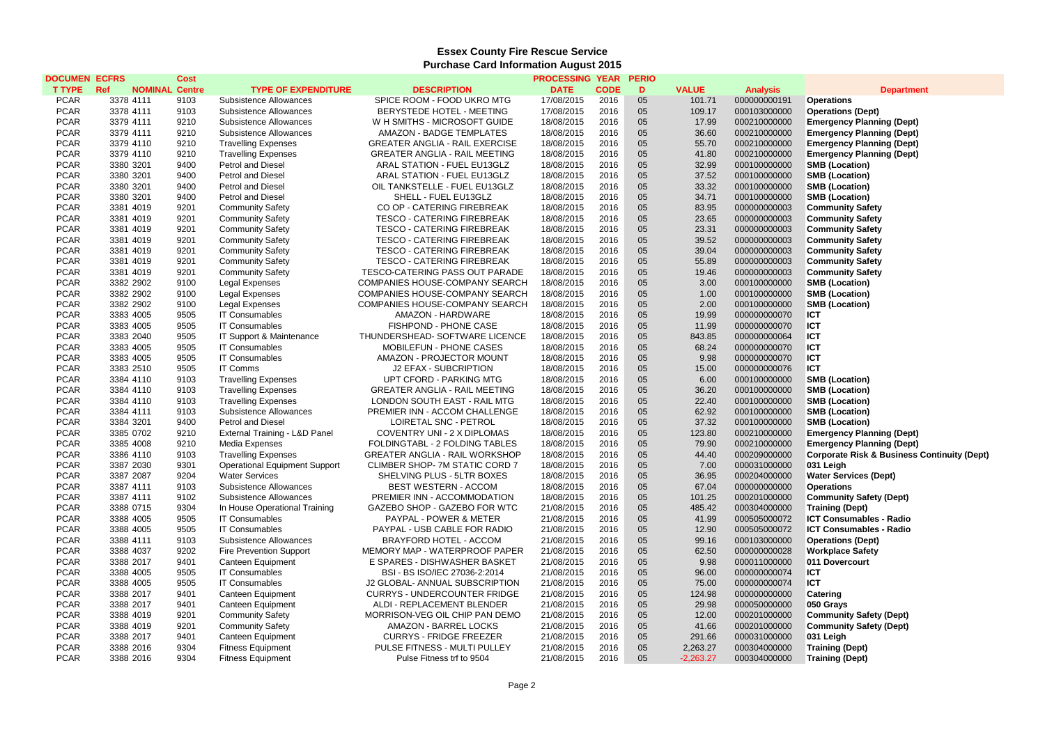# Essex County Fire Rescue Service
## Purchase Card Information August 2015

| DOCUMENT TYPE | ECFRS Ref | NOMINAL | Cost Centre | TYPE OF EXPENDITURE | DESCRIPTION | PROCESSING DATE | YEAR CODE | PERIOD | VALUE | Analysis | Department |
|---|---|---|---|---|---|---|---|---|---|---|---|
| PCAR | 3378 | 4111 | 9103 | Subsistence Allowances | SPICE ROOM - FOOD UKRO MTG | 17/08/2015 | 2016 | 05 | 101.71 | 000000000191 | **Operations** |
| PCAR | 3378 | 4111 | 9103 | Subsistence Allowances | BERYSTEDE HOTEL - MEETING | 17/08/2015 | 2016 | 05 | 109.17 | 000103000000 | **Operations (Dept)** |
| PCAR | 3379 | 4111 | 9210 | Subsistence Allowances | W H SMITHS - MICROSOFT GUIDE | 18/08/2015 | 2016 | 05 | 17.99 | 000210000000 | **Emergency Planning (Dept)** |
| PCAR | 3379 | 4111 | 9210 | Subsistence Allowances | AMAZON - BADGE TEMPLATES | 18/08/2015 | 2016 | 05 | 36.60 | 000210000000 | **Emergency Planning (Dept)** |
| PCAR | 3379 | 4110 | 9210 | Travelling Expenses | GREATER ANGLIA - RAIL EXERCISE | 18/08/2015 | 2016 | 05 | 55.70 | 000210000000 | **Emergency Planning (Dept)** |
| PCAR | 3379 | 4110 | 9210 | Travelling Expenses | GREATER ANGLIA - RAIL MEETING | 18/08/2015 | 2016 | 05 | 41.80 | 000210000000 | **Emergency Planning (Dept)** |
| PCAR | 3380 | 3201 | 9400 | Petrol and Diesel | ARAL STATION - FUEL EU13GLZ | 18/08/2015 | 2016 | 05 | 32.99 | 000100000000 | **SMB (Location)** |
| PCAR | 3380 | 3201 | 9400 | Petrol and Diesel | ARAL STATION - FUEL EU13GLZ | 18/08/2015 | 2016 | 05 | 37.52 | 000100000000 | **SMB (Location)** |
| PCAR | 3380 | 3201 | 9400 | Petrol and Diesel | OIL TANKSTELLE - FUEL EU13GLZ | 18/08/2015 | 2016 | 05 | 33.32 | 000100000000 | **SMB (Location)** |
| PCAR | 3380 | 3201 | 9400 | Petrol and Diesel | SHELL - FUEL EU13GLZ | 18/08/2015 | 2016 | 05 | 34.71 | 000100000000 | **SMB (Location)** |
| PCAR | 3381 | 4019 | 9201 | Community Safety | CO OP - CATERING FIREBREAK | 18/08/2015 | 2016 | 05 | 83.95 | 000000000003 | **Community Safety** |
| PCAR | 3381 | 4019 | 9201 | Community Safety | TESCO - CATERING FIREBREAK | 18/08/2015 | 2016 | 05 | 23.65 | 000000000003 | **Community Safety** |
| PCAR | 3381 | 4019 | 9201 | Community Safety | TESCO - CATERING FIREBREAK | 18/08/2015 | 2016 | 05 | 23.31 | 000000000003 | **Community Safety** |
| PCAR | 3381 | 4019 | 9201 | Community Safety | TESCO - CATERING FIREBREAK | 18/08/2015 | 2016 | 05 | 39.52 | 000000000003 | **Community Safety** |
| PCAR | 3381 | 4019 | 9201 | Community Safety | TESCO - CATERING FIREBREAK | 18/08/2015 | 2016 | 05 | 39.04 | 000000000003 | **Community Safety** |
| PCAR | 3381 | 4019 | 9201 | Community Safety | TESCO - CATERING FIREBREAK | 18/08/2015 | 2016 | 05 | 55.89 | 000000000003 | **Community Safety** |
| PCAR | 3381 | 4019 | 9201 | Community Safety | TESCO-CATERING PASS OUT PARADE | 18/08/2015 | 2016 | 05 | 19.46 | 000000000003 | **Community Safety** |
| PCAR | 3382 | 2902 | 9100 | Legal Expenses | COMPANIES HOUSE-COMPANY SEARCH | 18/08/2015 | 2016 | 05 | 3.00 | 000100000000 | **SMB (Location)** |
| PCAR | 3382 | 2902 | 9100 | Legal Expenses | COMPANIES HOUSE-COMPANY SEARCH | 18/08/2015 | 2016 | 05 | 1.00 | 000100000000 | **SMB (Location)** |
| PCAR | 3382 | 2902 | 9100 | Legal Expenses | COMPANIES HOUSE-COMPANY SEARCH | 18/08/2015 | 2016 | 05 | 2.00 | 000100000000 | **SMB (Location)** |
| PCAR | 3383 | 4005 | 9505 | IT Consumables | AMAZON - HARDWARE | 18/08/2015 | 2016 | 05 | 19.99 | 000000000070 | **ICT** |
| PCAR | 3383 | 4005 | 9505 | IT Consumables | FISHPOND - PHONE CASE | 18/08/2015 | 2016 | 05 | 11.99 | 000000000070 | **ICT** |
| PCAR | 3383 | 2040 | 9505 | IT Support & Maintenance | THUNDERSHEAD- SOFTWARE LICENCE | 18/08/2015 | 2016 | 05 | 843.85 | 000000000064 | **ICT** |
| PCAR | 3383 | 4005 | 9505 | IT Consumables | MOBILEFUN - PHONE CASES | 18/08/2015 | 2016 | 05 | 68.24 | 000000000070 | **ICT** |
| PCAR | 3383 | 4005 | 9505 | IT Consumables | AMAZON - PROJECTOR MOUNT | 18/08/2015 | 2016 | 05 | 9.98 | 000000000070 | **ICT** |
| PCAR | 3383 | 2510 | 9505 | IT Comms | J2 EFAX - SUBCRIPTION | 18/08/2015 | 2016 | 05 | 15.00 | 000000000076 | **ICT** |
| PCAR | 3384 | 4110 | 9103 | Travelling Expenses | UPT CFORD - PARKING MTG | 18/08/2015 | 2016 | 05 | 6.00 | 000100000000 | **SMB (Location)** |
| PCAR | 3384 | 4110 | 9103 | Travelling Expenses | GREATER ANGLIA - RAIL MEETING | 18/08/2015 | 2016 | 05 | 36.20 | 000100000000 | **SMB (Location)** |
| PCAR | 3384 | 4110 | 9103 | Travelling Expenses | LONDON SOUTH EAST - RAIL MTG | 18/08/2015 | 2016 | 05 | 22.40 | 000100000000 | **SMB (Location)** |
| PCAR | 3384 | 4111 | 9103 | Subsistence Allowances | PREMIER INN - ACCOM CHALLENGE | 18/08/2015 | 2016 | 05 | 62.92 | 000100000000 | **SMB (Location)** |
| PCAR | 3384 | 3201 | 9400 | Petrol and Diesel | LOIRETAL SNC - PETROL | 18/08/2015 | 2016 | 05 | 37.32 | 000100000000 | **SMB (Location)** |
| PCAR | 3385 | 0702 | 9210 | External Training - L&D Panel | COVENTRY UNI - 2 X DIPLOMAS | 18/08/2015 | 2016 | 05 | 123.80 | 000210000000 | **Emergency Planning (Dept)** |
| PCAR | 3385 | 4008 | 9210 | Media Expenses | FOLDINGTABL - 2 FOLDING TABLES | 18/08/2015 | 2016 | 05 | 79.90 | 000210000000 | **Emergency Planning (Dept)** |
| PCAR | 3386 | 4110 | 9103 | Travelling Expenses | GREATER ANGLIA - RAIL WORKSHOP | 18/08/2015 | 2016 | 05 | 44.40 | 000209000000 | **Corporate Risk & Business Continuity (Dept)** |
| PCAR | 3387 | 2030 | 9301 | Operational Equipment Support | CLIMBER SHOP- 7M STATIC CORD 7 | 18/08/2015 | 2016 | 05 | 7.00 | 000031000000 | **031 Leigh** |
| PCAR | 3387 | 2087 | 9204 | Water Services | SHELVING PLUS - 5LTR BOXES | 18/08/2015 | 2016 | 05 | 36.95 | 000204000000 | **Water Services (Dept)** |
| PCAR | 3387 | 4111 | 9103 | Subsistence Allowances | BEST WESTERN - ACCOM | 18/08/2015 | 2016 | 05 | 67.04 | 000000000000 | **Operations** |
| PCAR | 3387 | 4111 | 9102 | Subsistence Allowances | PREMIER INN - ACCOMMODATION | 18/08/2015 | 2016 | 05 | 101.25 | 000201000000 | **Community Safety (Dept)** |
| PCAR | 3388 | 0715 | 9304 | In House Operational Training | GAZEBO SHOP - GAZEBO FOR WTC | 21/08/2015 | 2016 | 05 | 485.42 | 000304000000 | **Training (Dept)** |
| PCAR | 3388 | 4005 | 9505 | IT Consumables | PAYPAL - POWER & METER | 21/08/2015 | 2016 | 05 | 41.99 | 000505000072 | **ICT Consumables - Radio** |
| PCAR | 3388 | 4005 | 9505 | IT Consumables | PAYPAL - USB CABLE FOR RADIO | 21/08/2015 | 2016 | 05 | 12.90 | 000505000072 | **ICT Consumables - Radio** |
| PCAR | 3388 | 4111 | 9103 | Subsistence Allowances | BRAYFORD HOTEL - ACCOM | 21/08/2015 | 2016 | 05 | 99.16 | 000103000000 | **Operations (Dept)** |
| PCAR | 3388 | 4037 | 9202 | Fire Prevention Support | MEMORY MAP - WATERPROOF PAPER | 21/08/2015 | 2016 | 05 | 62.50 | 000000000028 | **Workplace Safety** |
| PCAR | 3388 | 2017 | 9401 | Canteen Equipment | E SPARES - DISHWASHER BASKET | 21/08/2015 | 2016 | 05 | 9.98 | 000011000000 | **011 Dovercourt** |
| PCAR | 3388 | 4005 | 9505 | IT Consumables | BSI - BS ISO/IEC 27036-2:2014 | 21/08/2015 | 2016 | 05 | 96.00 | 000000000074 | **ICT** |
| PCAR | 3388 | 4005 | 9505 | IT Consumables | J2 GLOBAL- ANNUAL SUBSCRIPTION | 21/08/2015 | 2016 | 05 | 75.00 | 000000000074 | **ICT** |
| PCAR | 3388 | 2017 | 9401 | Canteen Equipment | CURRYS - UNDERCOUNTER FRIDGE | 21/08/2015 | 2016 | 05 | 124.98 | 000000000000 | **Catering** |
| PCAR | 3388 | 2017 | 9401 | Canteen Equipment | ALDI - REPLACEMENT BLENDER | 21/08/2015 | 2016 | 05 | 29.98 | 000050000000 | **050 Grays** |
| PCAR | 3388 | 4019 | 9201 | Community Safety | MORRISON-VEG OIL CHIP PAN DEMO | 21/08/2015 | 2016 | 05 | 12.00 | 000201000000 | **Community Safety (Dept)** |
| PCAR | 3388 | 4019 | 9201 | Community Safety | AMAZON - BARREL LOCKS | 21/08/2015 | 2016 | 05 | 41.66 | 000201000000 | **Community Safety (Dept)** |
| PCAR | 3388 | 2017 | 9401 | Canteen Equipment | CURRYS - FRIDGE FREEZER | 21/08/2015 | 2016 | 05 | 291.66 | 000031000000 | **031 Leigh** |
| PCAR | 3388 | 2016 | 9304 | Fitness Equipment | PULSE FITNESS - MULTI PULLEY | 21/08/2015 | 2016 | 05 | 2,263.27 | 000304000000 | **Training (Dept)** |
| PCAR | 3388 | 2016 | 9304 | Fitness Equipment | Pulse Fitness trf to 9504 | 21/08/2015 | 2016 | 05 | -2,263.27 | 000304000000 | **Training (Dept)** |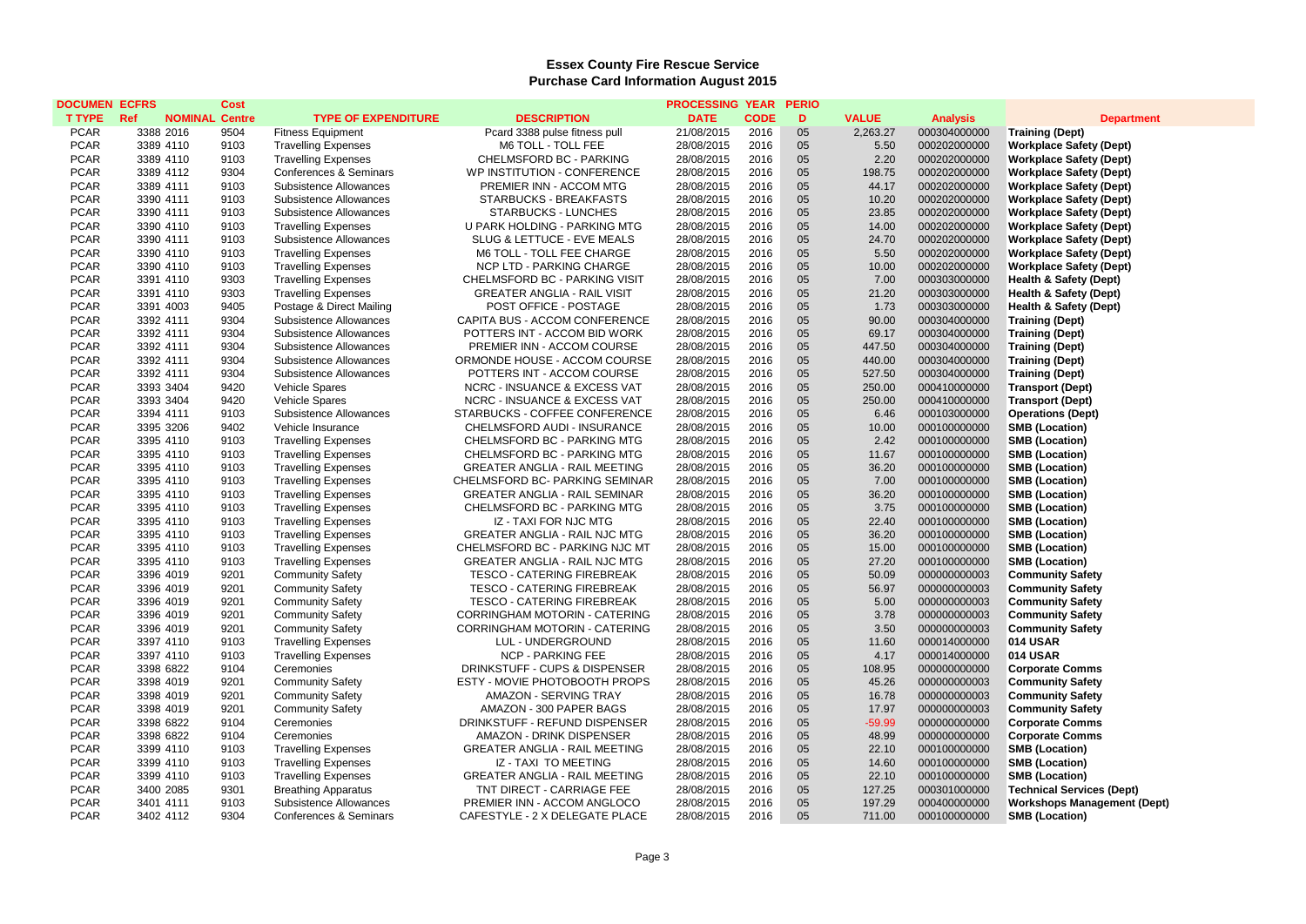# Essex County Fire Rescue Service
## Purchase Card Information August 2015

| DOCUMENT TYPE | ECFRS Ref | NOMINAL | Cost Centre | TYPE OF EXPENDITURE | DESCRIPTION | PROCESSING DATE | YEAR CODE | PERIOD | VALUE | Analysis | Department |
|---|---|---|---|---|---|---|---|---|---|---|---|
| PCAR | 3388 | 2016 | 9504 | Fitness Equipment | Pcard 3388 pulse fitness pull | 21/08/2015 | 2016 | 05 | 2,263.27 | 000304000000 | **Training (Dept)** |
| PCAR | 3389 | 4110 | 9103 | Travelling Expenses | M6 TOLL - TOLL FEE | 28/08/2015 | 2016 | 05 | 5.50 | 000202000000 | **Workplace Safety (Dept)** |
| PCAR | 3389 | 4110 | 9103 | Travelling Expenses | CHELMSFORD BC - PARKING | 28/08/2015 | 2016 | 05 | 2.20 | 000202000000 | **Workplace Safety (Dept)** |
| PCAR | 3389 | 4112 | 9304 | Conferences & Seminars | WP INSTITUTION - CONFERENCE | 28/08/2015 | 2016 | 05 | 198.75 | 000202000000 | **Workplace Safety (Dept)** |
| PCAR | 3389 | 4111 | 9103 | Subsistence Allowances | PREMIER INN - ACCOM MTG | 28/08/2015 | 2016 | 05 | 44.17 | 000202000000 | **Workplace Safety (Dept)** |
| PCAR | 3390 | 4111 | 9103 | Subsistence Allowances | STARBUCKS - BREAKFASTS | 28/08/2015 | 2016 | 05 | 10.20 | 000202000000 | **Workplace Safety (Dept)** |
| PCAR | 3390 | 4111 | 9103 | Subsistence Allowances | STARBUCKS - LUNCHES | 28/08/2015 | 2016 | 05 | 23.85 | 000202000000 | **Workplace Safety (Dept)** |
| PCAR | 3390 | 4110 | 9103 | Travelling Expenses | U PARK HOLDING - PARKING MTG | 28/08/2015 | 2016 | 05 | 14.00 | 000202000000 | **Workplace Safety (Dept)** |
| PCAR | 3390 | 4111 | 9103 | Subsistence Allowances | SLUG & LETTUCE - EVE MEALS | 28/08/2015 | 2016 | 05 | 24.70 | 000202000000 | **Workplace Safety (Dept)** |
| PCAR | 3390 | 4110 | 9103 | Travelling Expenses | M6 TOLL - TOLL FEE CHARGE | 28/08/2015 | 2016 | 05 | 5.50 | 000202000000 | **Workplace Safety (Dept)** |
| PCAR | 3390 | 4110 | 9103 | Travelling Expenses | NCP LTD - PARKING CHARGE | 28/08/2015 | 2016 | 05 | 10.00 | 000202000000 | **Workplace Safety (Dept)** |
| PCAR | 3391 | 4110 | 9303 | Travelling Expenses | CHELMSFORD BC - PARKING VISIT | 28/08/2015 | 2016 | 05 | 7.00 | 000303000000 | **Health & Safety (Dept)** |
| PCAR | 3391 | 4110 | 9303 | Travelling Expenses | GREATER ANGLIA - RAIL VISIT | 28/08/2015 | 2016 | 05 | 21.20 | 000303000000 | **Health & Safety (Dept)** |
| PCAR | 3391 | 4003 | 9405 | Postage & Direct Mailing | POST OFFICE - POSTAGE | 28/08/2015 | 2016 | 05 | 1.73 | 000303000000 | **Health & Safety (Dept)** |
| PCAR | 3392 | 4111 | 9304 | Subsistence Allowances | CAPITA BUS - ACCOM CONFERENCE | 28/08/2015 | 2016 | 05 | 90.00 | 000304000000 | **Training (Dept)** |
| PCAR | 3392 | 4111 | 9304 | Subsistence Allowances | POTTERS INT - ACCOM BID WORK | 28/08/2015 | 2016 | 05 | 69.17 | 000304000000 | **Training (Dept)** |
| PCAR | 3392 | 4111 | 9304 | Subsistence Allowances | PREMIER INN - ACCOM COURSE | 28/08/2015 | 2016 | 05 | 447.50 | 000304000000 | **Training (Dept)** |
| PCAR | 3392 | 4111 | 9304 | Subsistence Allowances | ORMONDE HOUSE - ACCOM COURSE | 28/08/2015 | 2016 | 05 | 440.00 | 000304000000 | **Training (Dept)** |
| PCAR | 3392 | 4111 | 9304 | Subsistence Allowances | POTTERS INT - ACCOM COURSE | 28/08/2015 | 2016 | 05 | 527.50 | 000304000000 | **Training (Dept)** |
| PCAR | 3393 | 3404 | 9420 | Vehicle Spares | NCRC - INSURANCE & EXCESS VAT | 28/08/2015 | 2016 | 05 | 250.00 | 000410000000 | **Transport (Dept)** |
| PCAR | 3393 | 3404 | 9420 | Vehicle Spares | NCRC - INSURANCE & EXCESS VAT | 28/08/2015 | 2016 | 05 | 250.00 | 000410000000 | **Transport (Dept)** |
| PCAR | 3394 | 4111 | 9103 | Subsistence Allowances | STARBUCKS - COFFEE CONFERENCE | 28/08/2015 | 2016 | 05 | 6.46 | 000103000000 | **Operations (Dept)** |
| PCAR | 3395 | 3206 | 9402 | Vehicle Insurance | CHELMSFORD AUDI - INSURANCE | 28/08/2015 | 2016 | 05 | 10.00 | 000100000000 | **SMB (Location)** |
| PCAR | 3395 | 4110 | 9103 | Travelling Expenses | CHELMSFORD BC - PARKING MTG | 28/08/2015 | 2016 | 05 | 2.42 | 000100000000 | **SMB (Location)** |
| PCAR | 3395 | 4110 | 9103 | Travelling Expenses | CHELMSFORD BC - PARKING MTG | 28/08/2015 | 2016 | 05 | 11.67 | 000100000000 | **SMB (Location)** |
| PCAR | 3395 | 4110 | 9103 | Travelling Expenses | GREATER ANGLIA - RAIL MEETING | 28/08/2015 | 2016 | 05 | 36.20 | 000100000000 | **SMB (Location)** |
| PCAR | 3395 | 4110 | 9103 | Travelling Expenses | CHELMSFORD BC- PARKING SEMINAR | 28/08/2015 | 2016 | 05 | 7.00 | 000100000000 | **SMB (Location)** |
| PCAR | 3395 | 4110 | 9103 | Travelling Expenses | GREATER ANGLIA - RAIL SEMINAR | 28/08/2015 | 2016 | 05 | 36.20 | 000100000000 | **SMB (Location)** |
| PCAR | 3395 | 4110 | 9103 | Travelling Expenses | CHELMSFORD BC - PARKING MTG | 28/08/2015 | 2016 | 05 | 3.75 | 000100000000 | **SMB (Location)** |
| PCAR | 3395 | 4110 | 9103 | Travelling Expenses | IZ - TAXI FOR NJC MTG | 28/08/2015 | 2016 | 05 | 22.40 | 000100000000 | **SMB (Location)** |
| PCAR | 3395 | 4110 | 9103 | Travelling Expenses | GREATER ANGLIA - RAIL NJC MTG | 28/08/2015 | 2016 | 05 | 36.20 | 000100000000 | **SMB (Location)** |
| PCAR | 3395 | 4110 | 9103 | Travelling Expenses | CHELMSFORD BC - PARKING NJC MT | 28/08/2015 | 2016 | 05 | 15.00 | 000100000000 | **SMB (Location)** |
| PCAR | 3395 | 4110 | 9103 | Travelling Expenses | GREATER ANGLIA - RAIL NJC MTG | 28/08/2015 | 2016 | 05 | 27.20 | 000100000000 | **SMB (Location)** |
| PCAR | 3396 | 4019 | 9201 | Community Safety | TESCO - CATERING FIREBREAK | 28/08/2015 | 2016 | 05 | 50.09 | 000000000003 | **Community Safety** |
| PCAR | 3396 | 4019 | 9201 | Community Safety | TESCO - CATERING FIREBREAK | 28/08/2015 | 2016 | 05 | 56.97 | 000000000003 | **Community Safety** |
| PCAR | 3396 | 4019 | 9201 | Community Safety | TESCO - CATERING FIREBREAK | 28/08/2015 | 2016 | 05 | 5.00 | 000000000003 | **Community Safety** |
| PCAR | 3396 | 4019 | 9201 | Community Safety | CORRINGHAM MOTORIN - CATERING | 28/08/2015 | 2016 | 05 | 3.78 | 000000000003 | **Community Safety** |
| PCAR | 3396 | 4019 | 9201 | Community Safety | CORRINGHAM MOTORIN - CATERING | 28/08/2015 | 2016 | 05 | 3.50 | 000000000003 | **Community Safety** |
| PCAR | 3397 | 4110 | 9103 | Travelling Expenses | LUL - UNDERGROUND | 28/08/2015 | 2016 | 05 | 11.60 | 000014000000 | **014 USAR** |
| PCAR | 3397 | 4110 | 9103 | Travelling Expenses | NCP - PARKING FEE | 28/08/2015 | 2016 | 05 | 4.17 | 000014000000 | **014 USAR** |
| PCAR | 3398 | 6822 | 9104 | Ceremonies | DRINKSTUFF - CUPS & DISPENSER | 28/08/2015 | 2016 | 05 | 108.95 | 000000000000 | **Corporate Comms** |
| PCAR | 3398 | 4019 | 9201 | Community Safety | ESTY - MOVIE PHOTOBOOTH PROPS | 28/08/2015 | 2016 | 05 | 45.26 | 000000000003 | **Community Safety** |
| PCAR | 3398 | 4019 | 9201 | Community Safety | AMAZON - SERVING TRAY | 28/08/2015 | 2016 | 05 | 16.78 | 000000000003 | **Community Safety** |
| PCAR | 3398 | 4019 | 9201 | Community Safety | AMAZON - 300 PAPER BAGS | 28/08/2015 | 2016 | 05 | 17.97 | 000000000003 | **Community Safety** |
| PCAR | 3398 | 6822 | 9104 | Ceremonies | DRINKSTUFF - REFUND DISPENSER | 28/08/2015 | 2016 | 05 | -59.99 | 000000000000 | **Corporate Comms** |
| PCAR | 3398 | 6822 | 9104 | Ceremonies | AMAZON - DRINK DISPENSER | 28/08/2015 | 2016 | 05 | 48.99 | 000000000000 | **Corporate Comms** |
| PCAR | 3399 | 4110 | 9103 | Travelling Expenses | GREATER ANGLIA - RAIL MEETING | 28/08/2015 | 2016 | 05 | 22.10 | 000100000000 | **SMB (Location)** |
| PCAR | 3399 | 4110 | 9103 | Travelling Expenses | IZ - TAXI TO MEETING | 28/08/2015 | 2016 | 05 | 14.60 | 000100000000 | **SMB (Location)** |
| PCAR | 3399 | 4110 | 9103 | Travelling Expenses | GREATER ANGLIA - RAIL MEETING | 28/08/2015 | 2016 | 05 | 22.10 | 000100000000 | **SMB (Location)** |
| PCAR | 3400 | 2085 | 9301 | Breathing Apparatus | TNT DIRECT - CARRIAGE FEE | 28/08/2015 | 2016 | 05 | 127.25 | 000301000000 | **Technical Services (Dept)** |
| PCAR | 3401 | 4111 | 9103 | Subsistence Allowances | PREMIER INN - ACCOM ANGLOCO | 28/08/2015 | 2016 | 05 | 197.29 | 000400000000 | **Workshops Management (Dept)** |
| PCAR | 3402 | 4112 | 9304 | Conferences & Seminars | CAFESTYLE - 2 X DELEGATE PLACE | 28/08/2015 | 2016 | 05 | 711.00 | 000100000000 | **SMB (Location)** |